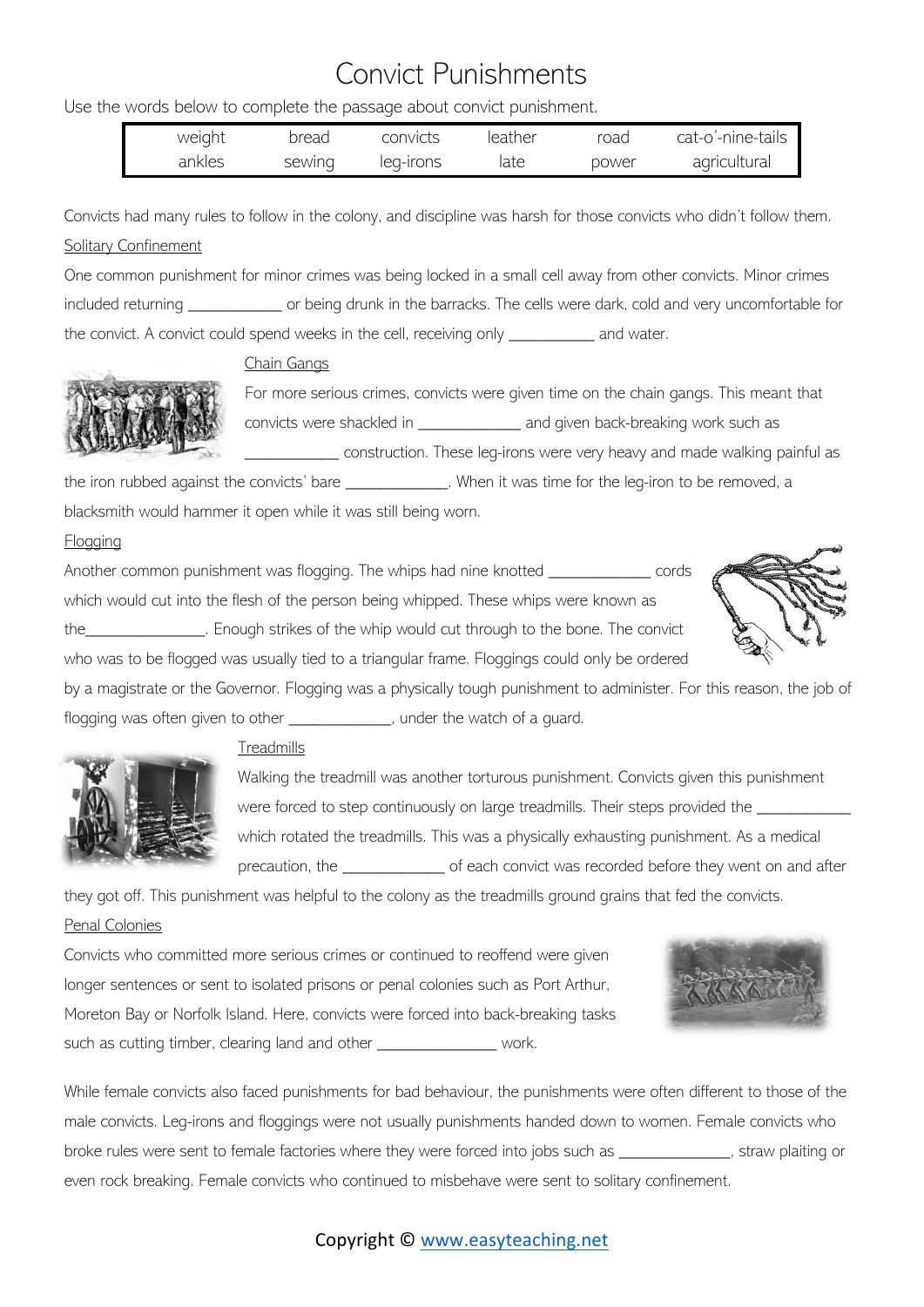# Convict Punishments

Use the words below to complete the passage about convict punishment.

| weight | bread | convicts | leather | road | cat-o'-nine-tails |
|---|---|---|---|---|---|
| ankles | sewing | leg-irons | late | power | agricultural |

Convicts had many rules to follow in the colony, and discipline was harsh for those convicts who didn't follow them.

Solitary Confinement

One common punishment for minor crimes was being locked in a small cell away from other convicts. Minor crimes included returning ___________ or being drunk in the barracks. The cells were dark, cold and very uncomfortable for the convict. A convict could spend weeks in the cell, receiving only __________ and water.

Chain Gangs

For more serious crimes, convicts were given time on the chain gangs. This meant that convicts were shackled in ____________ and given back-breaking work such as ___________ construction. These leg-irons were very heavy and made walking painful as the iron rubbed against the convicts' bare ____________. When it was time for the leg-iron to be removed, a blacksmith would hammer it open while it was still being worn.

Flogging

Another common punishment was flogging. The whips had nine knotted ____________ cords which would cut into the flesh of the person being whipped. These whips were known as the______________. Enough strikes of the whip would cut through to the bone. The convict who was to be flogged was usually tied to a triangular frame. Floggings could only be ordered by a magistrate or the Governor. Flogging was a physically tough punishment to administer. For this reason, the job of flogging was often given to other ____________, under the watch of a guard.

Treadmills

Walking the treadmill was another torturous punishment. Convicts given this punishment were forced to step continuously on large treadmills. Their steps provided the ___________ which rotated the treadmills. This was a physically exhausting punishment. As a medical precaution, the ____________ of each convict was recorded before they went on and after they got off. This punishment was helpful to the colony as the treadmills ground grains that fed the convicts.

Penal Colonies

Convicts who committed more serious crimes or continued to reoffend were given longer sentences or sent to isolated prisons or penal colonies such as Port Arthur, Moreton Bay or Norfolk Island. Here, convicts were forced into back-breaking tasks such as cutting timber, clearing land and other ______________ work.

While female convicts also faced punishments for bad behaviour, the punishments were often different to those of the male convicts. Leg-irons and floggings were not usually punishments handed down to women. Female convicts who broke rules were sent to female factories where they were forced into jobs such as _____________, straw plaiting or even rock breaking. Female convicts who continued to misbehave were sent to solitary confinement.

Copyright © www.easyteaching.net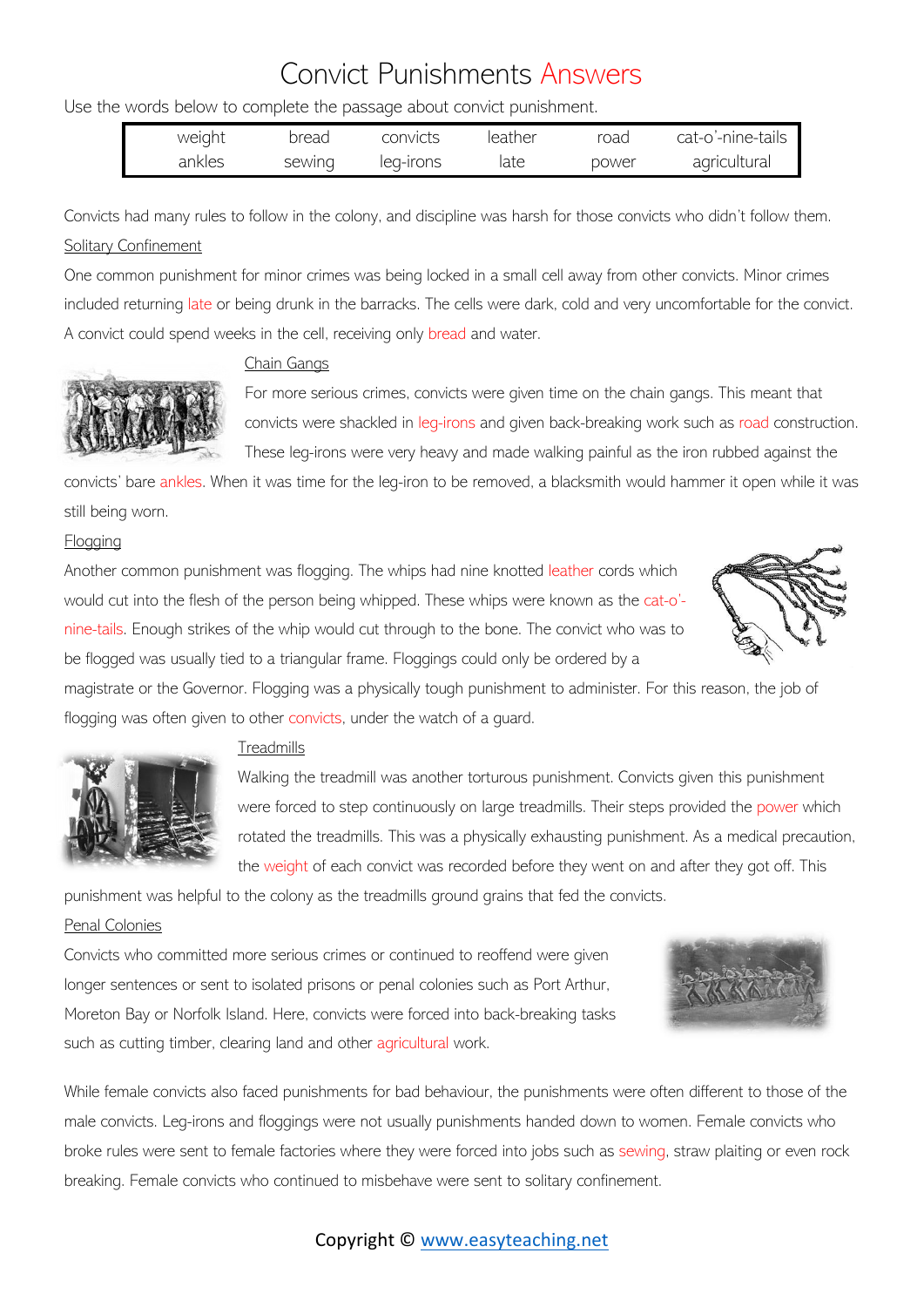# Convict Punishments Answers

Use the words below to complete the passage about convict punishment.

| | | | | | |
|---|---|---|---|---|---|
| weight | bread | convicts | leather | road | cat-o'-nine-tails |
| ankles | sewing | leg-irons | late | power | agricultural |

Convicts had many rules to follow in the colony, and discipline was harsh for those convicts who didn't follow them.

Solitary Confinement

One common punishment for minor crimes was being locked in a small cell away from other convicts. Minor crimes included returning late or being drunk in the barracks. The cells were dark, cold and very uncomfortable for the convict. A convict could spend weeks in the cell, receiving only bread and water.

Chain Gangs

For more serious crimes, convicts were given time on the chain gangs. This meant that convicts were shackled in leg-irons and given back-breaking work such as road construction. These leg-irons were very heavy and made walking painful as the iron rubbed against the convicts' bare ankles. When it was time for the leg-iron to be removed, a blacksmith would hammer it open while it was still being worn.

Flogging

Another common punishment was flogging. The whips had nine knotted leather cords which would cut into the flesh of the person being whipped. These whips were known as the cat-o'-nine-tails. Enough strikes of the whip would cut through to the bone. The convict who was to be flogged was usually tied to a triangular frame. Floggings could only be ordered by a magistrate or the Governor. Flogging was a physically tough punishment to administer. For this reason, the job of flogging was often given to other convicts, under the watch of a guard.

Treadmills

Walking the treadmill was another torturous punishment. Convicts given this punishment were forced to step continuously on large treadmills. Their steps provided the power which rotated the treadmills. This was a physically exhausting punishment. As a medical precaution, the weight of each convict was recorded before they went on and after they got off. This punishment was helpful to the colony as the treadmills ground grains that fed the convicts.

Penal Colonies

Convicts who committed more serious crimes or continued to reoffend were given longer sentences or sent to isolated prisons or penal colonies such as Port Arthur, Moreton Bay or Norfolk Island. Here, convicts were forced into back-breaking tasks such as cutting timber, clearing land and other agricultural work.

While female convicts also faced punishments for bad behaviour, the punishments were often different to those of the male convicts. Leg-irons and floggings were not usually punishments handed down to women. Female convicts who broke rules were sent to female factories where they were forced into jobs such as sewing, straw plaiting or even rock breaking. Female convicts who continued to misbehave were sent to solitary confinement.

Copyright © www.easyteaching.net